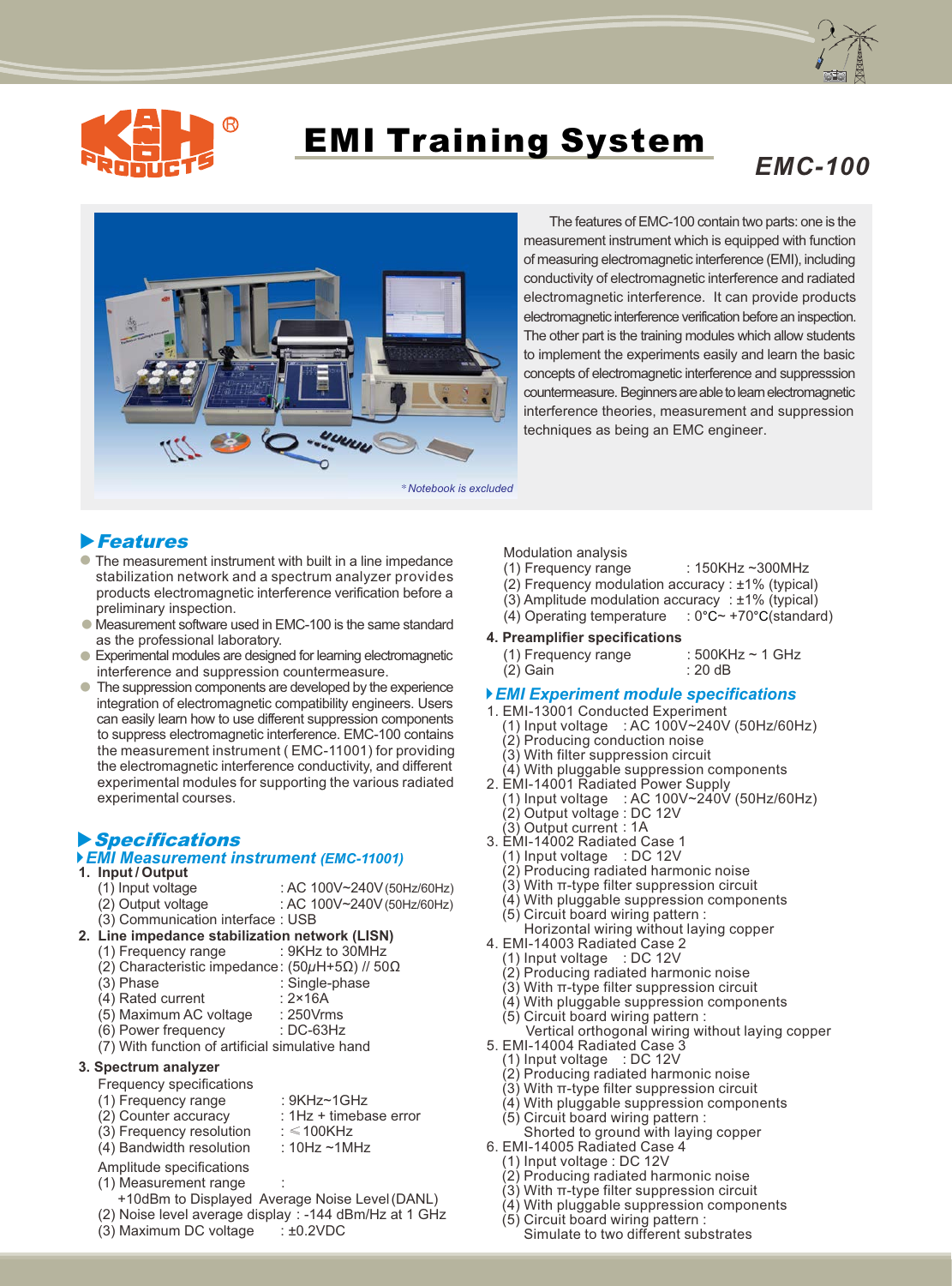# EMI Training System

## EMC-100

The features of EMC-100 contain two parts: one is the measurement instrument which is equipped with function of measuring electromagnetic interference (EMI), including conductivity of electromagnetic interference and radiated electromagnetic interference. It can provide products electromagnetic interference verification before an inspection. The other part is the training modules which allow students to implement the experiments easily and learn the basic concepts of electromagnetic interference and suppresssion countermeasure. Beginners are able to learn electromagnetic interference theories, measurement and suppression techniques as being an EMC engineer.

*Notebook is excluded

## Features

- The measurement instrument with built in a line impedance stabilization network and a spectrum analyzer provides products electromagnetic interference verification before a preliminary inspection.
- Measurement software used in EMC-100 is the same standard as the professional laboratory.
- Experimental modules are designed for learning electromagnetic interference and suppression countermeasure.
- The suppression components are developed by the experience integration of electromagnetic compatibility engineers. Users can easily learn how to use different suppression components to suppress electromagnetic interference. EMC-100 contains the measurement instrument ( EMC-11001) for providing the electromagnetic interference conductivity, and different experimental modules for supporting the various radiated experimental courses.

## Specifications

### EMI Measurement instrument *(EMC-11001)*

**1. Input / Output**

(1) Input voltage : AC 100V~240V (50Hz/60Hz)
(2) Output voltage : AC 100V~240V (50Hz/60Hz)
(3) Communication interface : USB

**2. Line impedance stabilization network (LISN)**

(1) Frequency range : 9KHz to 30MHz
(2) Characteristic impedance : (50μH+5Ω) // 50Ω
(3) Phase : Single-phase
(4) Rated current : 2×16A
(5) Maximum AC voltage : 250Vrms
(6) Power frequency : DC-63Hz
(7) With function of artificial simulative hand

**3. Spectrum analyzer**

Frequency specifications
(1) Frequency range : 9KHz~1GHz
(2) Counter accuracy : 1Hz + timebase error
(3) Frequency resolution : ≤100KHz
(4) Bandwidth resolution : 10Hz ~1MHz

Amplitude specifications
(1) Measurement range :
+10dBm to Displayed Average Noise Level (DANL)
(2) Noise level average display : -144 dBm/Hz at 1 GHz
(3) Maximum DC voltage : ±0.2VDC

Modulation analysis
(1) Frequency range : 150KHz ~300MHz
(2) Frequency modulation accuracy : ±1% (typical)
(3) Amplitude modulation accuracy : ±1% (typical)
(4) Operating temperature : 0°C~ +70°C(standard)

**4. Preamplifier specifications**

(1) Frequency range : 500KHz ~ 1 GHz
(2) Gain : 20 dB

### EMI Experiment module specifications

1. EMI-13001 Conducted Experiment
   (1) Input voltage : AC 100V~240V (50Hz/60Hz)
   (2) Producing conduction noise
   (3) With filter suppression circuit
   (4) With pluggable suppression components
2. EMI-14001 Radiated Power Supply
   (1) Input voltage : AC 100V~240V (50Hz/60Hz)
   (2) Output voltage : DC 12V
   (3) Output current : 1A
3. EMI-14002 Radiated Case 1
   (1) Input voltage : DC 12V
   (2) Producing radiated harmonic noise
   (3) With π-type filter suppression circuit
   (4) With pluggable suppression components
   (5) Circuit board wiring pattern :
   Horizontal wiring without laying copper
4. EMI-14003 Radiated Case 2
   (1) Input voltage : DC 12V
   (2) Producing radiated harmonic noise
   (3) With π-type filter suppression circuit
   (4) With pluggable suppression components
   (5) Circuit board wiring pattern :
   Vertical orthogonal wiring without laying copper
5. EMI-14004 Radiated Case 3
   (1) Input voltage : DC 12V
   (2) Producing radiated harmonic noise
   (3) With π-type filter suppression circuit
   (4) With pluggable suppression components
   (5) Circuit board wiring pattern :
   Shorted to ground with laying copper
6. EMI-14005 Radiated Case 4
   (1) Input voltage : DC 12V
   (2) Producing radiated harmonic noise
   (3) With π-type filter suppression circuit
   (4) With pluggable suppression components
   (5) Circuit board wiring pattern :
   Simulate to two different substrates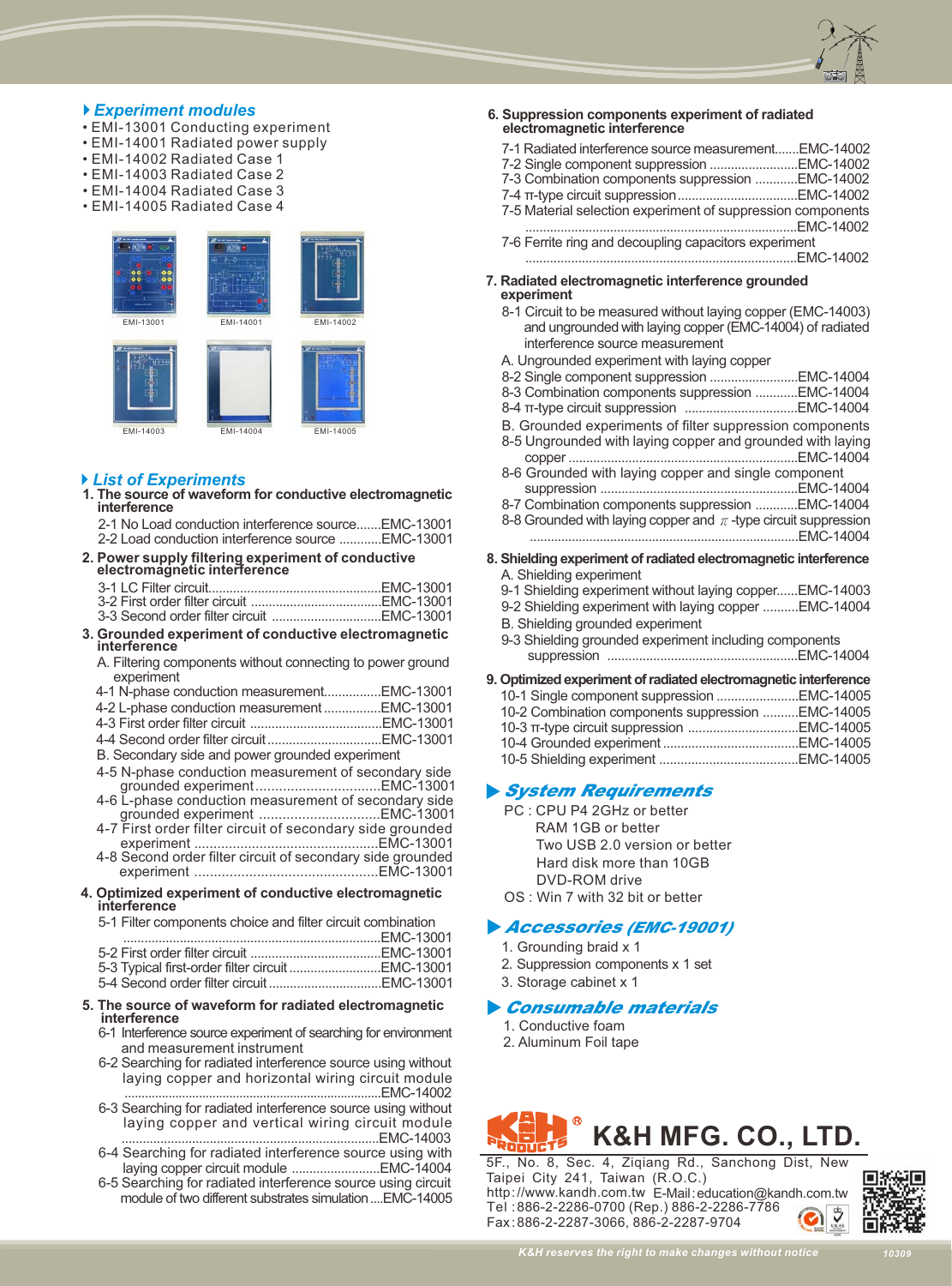## Experiment modules

- EMI-13001 Conducting experiment
- EMI-14001 Radiated power supply
- EMI-14002 Radiated Case 1
- EMI-14003 Radiated Case 2
- EMI-14004 Radiated Case 3
- EMI-14005 Radiated Case 4

EMI-13001 EMI-14001 EMI-14002

EMI-14003 EMI-14004 EMI-14005

## List of Experiments

**1. The source of waveform for conductive electromagnetic interference**

2-1 No Load conduction interference source.......EMC-13001
2-2 Load conduction interference source ............EMC-13001

**2. Power supply filtering experiment of conductive electromagnetic interference**

3-1 LC Filter circuit.................................................EMC-13001
3-2 First order filter circuit .....................................EMC-13001
3-3 Second order filter circuit ...............................EMC-13001

**3. Grounded experiment of conductive electromagnetic interference**

A. Filtering components without connecting to power ground experiment
4-1 N-phase conduction measurement................EMC-13001
4-2 L-phase conduction measurement ................EMC-13001
4-3 First order filter circuit .....................................EMC-13001
4-4 Second order filter circuit ................................EMC-13001
B. Secondary side and power grounded experiment
4-5 N-phase conduction measurement of secondary side grounded experiment................................EMC-13001
4-6 L-phase conduction measurement of secondary side grounded experiment ..............................EMC-13001
4-7 First order filter circuit of secondary side grounded experiment ...............................................EMC-13001
4-8 Second order filter circuit of secondary side grounded experiment ...............................................EMC-13001

**4. Optimized experiment of conductive electromagnetic interference**

5-1 Filter components choice and filter circuit combination .........................................................................EMC-13001
5-2 First order filter circuit .....................................EMC-13001
5-3 Typical first-order filter circuit ..........................EMC-13001
5-4 Second order filter circuit ................................EMC-13001

**5. The source of waveform for radiated electromagnetic interference**

6-1 Interference source experiment of searching for environment and measurement instrument
6-2 Searching for radiated interference source using without laying copper and horizontal wiring circuit module .........................................................................EMC-14002
6-3 Searching for radiated interference source using without laying copper and vertical wiring circuit module .........................................................................EMC-14003
6-4 Searching for radiated interference source using with laying copper circuit module .........................EMC-14004
6-5 Searching for radiated interference source using circuit module of two different substrates simulation ....EMC-14005

**6. Suppression components experiment of radiated electromagnetic interference**

7-1 Radiated interference source measurement.......EMC-14002
7-2 Single component suppression .........................EMC-14002
7-3 Combination components suppression ............EMC-14002
7-4 π-type circuit suppression.................................EMC-14002
7-5 Material selection experiment of suppression components ............................................................................EMC-14002
7-6 Ferrite ring and decoupling capacitors experiment ............................................................................EMC-14002

**7. Radiated electromagnetic interference grounded experiment**

8-1 Circuit to be measured without laying copper (EMC-14003) and ungrounded with laying copper (EMC-14004) of radiated interference source measurement
A. Ungrounded experiment with laying copper
8-2 Single component suppression .........................EMC-14004
8-3 Combination components suppression ............EMC-14004
8-4 π-type circuit suppression ...............................EMC-14004
B. Grounded experiments of filter suppression components
8-5 Ungrounded with laying copper and grounded with laying copper ................................................................EMC-14004
8-6 Grounded with laying copper and single component suppression ........................................................EMC-14004
8-7 Combination components suppression ............EMC-14004
8-8 Grounded with laying copper and π-type circuit suppression ............................................................................EMC-14004

**8. Shielding experiment of radiated electromagnetic interference**

A. Shielding experiment
9-1 Shielding experiment without laying copper......EMC-14003
9-2 Shielding experiment with laying copper ..........EMC-14004
B. Shielding grounded experiment
9-3 Shielding grounded experiment including components suppression .....................................................EMC-14004

**9. Optimized experiment of radiated electromagnetic interference**

10-1 Single component suppression .......................EMC-14005
10-2 Combination components suppression ..........EMC-14005
10-3 π-type circuit suppression ..............................EMC-14005
10-4 Grounded experiment ......................................EMC-14005
10-5 Shielding experiment .......................................EMC-14005

## System Requirements

PC : CPU P4 2GHz or better
RAM 1GB or better
Two USB 2.0 version or better
Hard disk more than 10GB
DVD-ROM drive
OS : Win 7 with 32 bit or better

## Accessories (EMC-19001)

1. Grounding braid x 1
2. Suppression components x 1 set
3. Storage cabinet x 1

## Consumable materials

1. Conductive foam
2. Aluminum Foil tape

**K&H MFG. CO., LTD.**

5F., No. 8, Sec. 4, Ziqiang Rd., Sanchong Dist, New Taipei City 241, Taiwan (R.O.C.)
http://www.kandh.com.tw E-Mail:education@kandh.com.tw
Tel :886-2-2286-0700 (Rep.) 886-2-2286-7786
Fax:886-2-2287-3066, 886-2-2287-9704

K&H reserves the right to make changes without notice